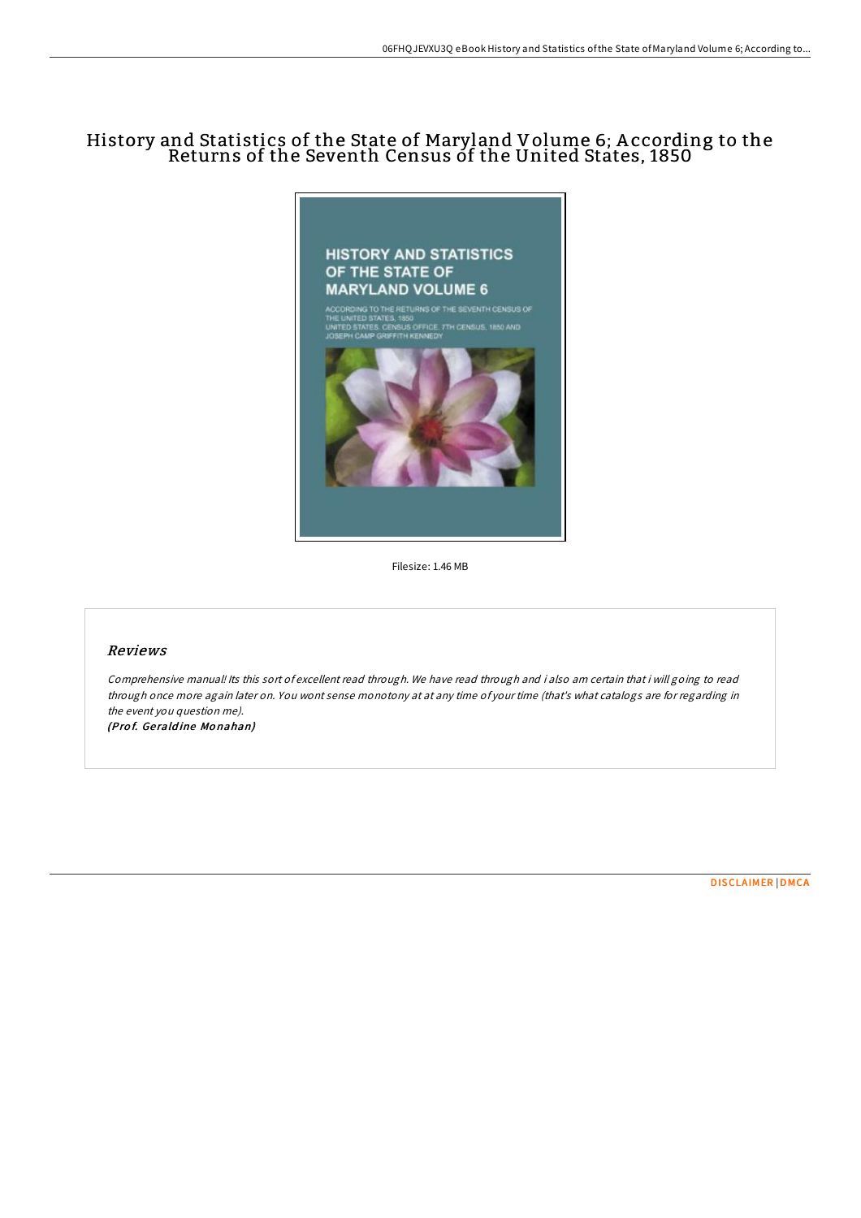# History and Statistics of the State of Maryland Volume 6; According to the Returns of the Seventh Census of the United States, 1850

Filesize: 1.46 MB

## *Reviews*

*Comprehensive manual! Its this sort of excellent read through. We have read through and i also am certain that i will going to read through once more again later on. You wont sense monotony at at any time of your time (that's what catalogs are for regarding in the event you question me).*

***(Prof. Geraldine Monahan)***

DISCLAIMER | DMCA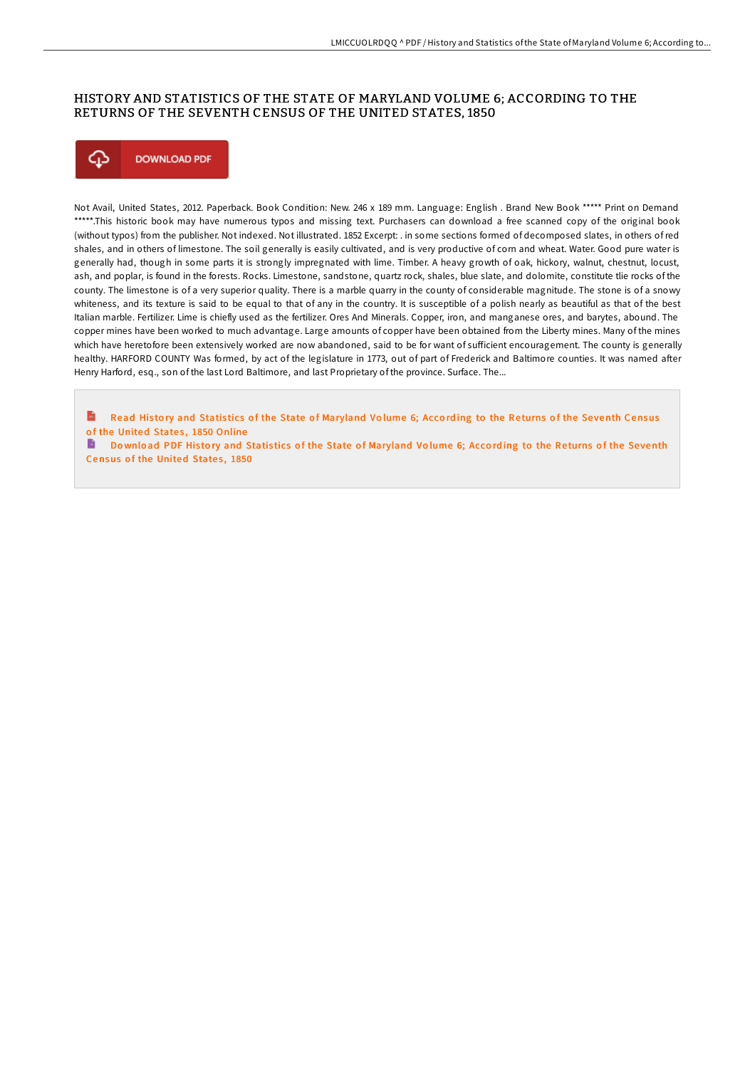# HISTORY AND STATISTICS OF THE STATE OF MARYLAND VOLUME 6; ACCORDING TO THE RETURNS OF THE SEVENTH CENSUS OF THE UNITED STATES, 1850

DOWNLOAD PDF

Not Avail, United States, 2012. Paperback. Book Condition: New. 246 x 189 mm. Language: English . Brand New Book ***** Print on Demand *****.This historic book may have numerous typos and missing text. Purchasers can download a free scanned copy of the original book (without typos) from the publisher. Not indexed. Not illustrated. 1852 Excerpt: . in some sections formed of decomposed slates, in others of red shales, and in others of limestone. The soil generally is easily cultivated, and is very productive of corn and wheat. Water. Good pure water is generally had, though in some parts it is strongly impregnated with lime. Timber. A heavy growth of oak, hickory, walnut, chestnut, locust, ash, and poplar, is found in the forests. Rocks. Limestone, sandstone, quartz rock, shales, blue slate, and dolomite, constitute tlie rocks of the county. The limestone is of a very superior quality. There is a marble quarry in the county of considerable magnitude. The stone is of a snowy whiteness, and its texture is said to be equal to that of any in the country. It is susceptible of a polish nearly as beautiful as that of the best Italian marble. Fertilizer. Lime is chiefly used as the fertilizer. Ores And Minerals. Copper, iron, and manganese ores, and barytes, abound. The copper mines have been worked to much advantage. Large amounts of copper have been obtained from the Liberty mines. Many of the mines which have heretofore been extensively worked are now abandoned, said to be for want of sufficient encouragement. The county is generally healthy. HARFORD COUNTY Was formed, by act of the legislature in 1773, out of part of Frederick and Baltimore counties. It was named after Henry Harford, esq., son of the last Lord Baltimore, and last Proprietary of the province. Surface. The...

Read History and Statistics of the State of Maryland Volume 6; According to the Returns of the Seventh Census of the United States, 1850 Online

Download PDF History and Statistics of the State of Maryland Volume 6; According to the Returns of the Seventh Census of the United States, 1850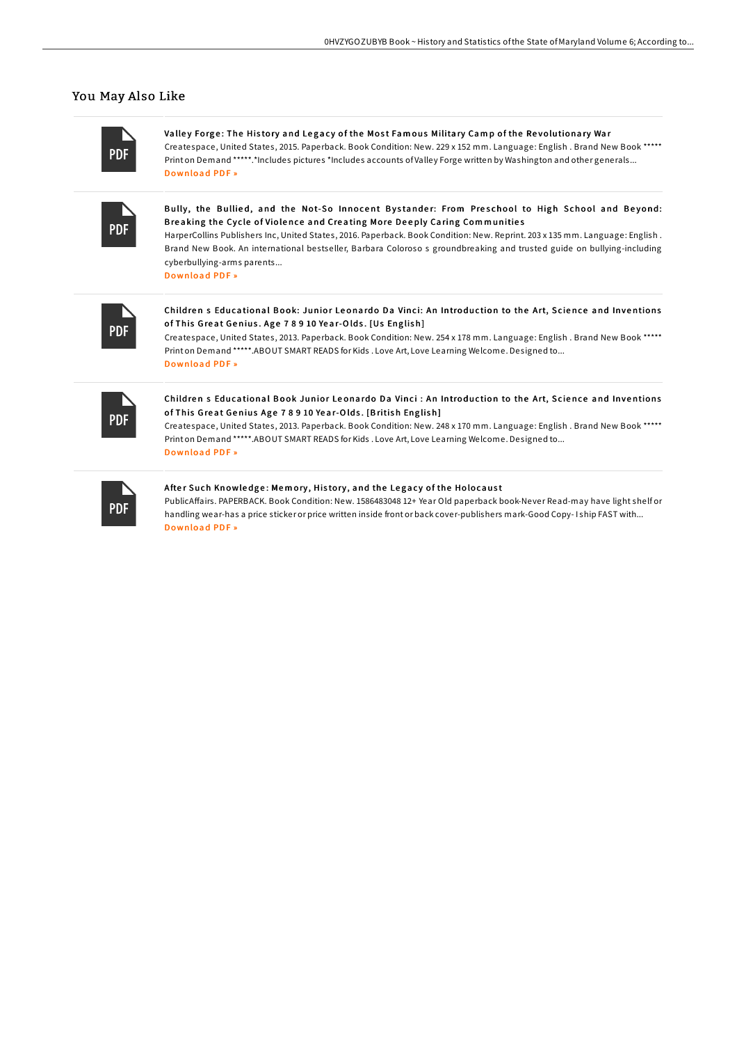## You May Also Like

**Valley Forge: The History and Legacy of the Most Famous Military Camp of the Revolutionary War**

Createspace, United States, 2015. Paperback. Book Condition: New. 229 x 152 mm. Language: English . Brand New Book ***** Print on Demand *****.*Includes pictures *Includes accounts of Valley Forge written by Washington and other generals...

Download PDF »

**Bully, the Bullied, and the Not-So Innocent Bystander: From Preschool to High School and Beyond: Breaking the Cycle of Violence and Creating More Deeply Caring Communities**

HarperCollins Publishers Inc, United States, 2016. Paperback. Book Condition: New. Reprint. 203 x 135 mm. Language: English . Brand New Book. An international bestseller, Barbara Coloroso s groundbreaking and trusted guide on bullying-including cyberbullying-arms parents...

Download PDF »

**Children s Educational Book: Junior Leonardo Da Vinci: An Introduction to the Art, Science and Inventions of This Great Genius. Age 7 8 9 10 Year-Olds. [Us English]**

Createspace, United States, 2013. Paperback. Book Condition: New. 254 x 178 mm. Language: English . Brand New Book ***** Print on Demand *****.ABOUT SMART READS for Kids . Love Art, Love Learning Welcome. Designed to...

Download PDF »

**Children s Educational Book Junior Leonardo Da Vinci : An Introduction to the Art, Science and Inventions of This Great Genius Age 7 8 9 10 Year-Olds. [British English]**

Createspace, United States, 2013. Paperback. Book Condition: New. 248 x 170 mm. Language: English . Brand New Book ***** Print on Demand *****.ABOUT SMART READS for Kids . Love Art, Love Learning Welcome. Designed to...

Download PDF »

**After Such Knowledge: Memory, History, and the Legacy of the Holocaust**

PublicAffairs. PAPERBACK. Book Condition: New. 1586483048 12+ Year Old paperback book-Never Read-may have light shelf or handling wear-has a price sticker or price written inside front or back cover-publishers mark-Good Copy- I ship FAST with...

Download PDF »